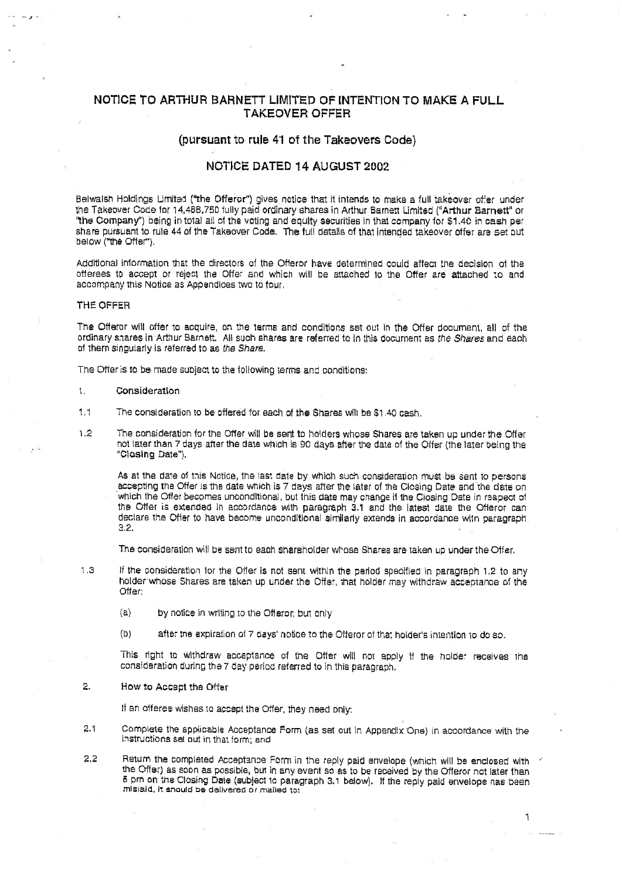# NOTICE TO ARTHUR BARNETT LIMITED OF INTENTION TO MAKE A FULL TAKEOVER OFFER

## (pursuant to rule 41 of the Takeovers Code)

## NOTICE DATED 14 AUGUST 2002

Belwalsh Holdings Limited ("the Offeror") gives notice that it intends to make a full takeover offer under the Takeover Code for 14,486,750 fully paid ordinary shares in Arthur Barnett Limited ("**Arthur Barnett**" or "**the Company**") being in total all of the voting and equity securities in that company for $1.40 in cash per share pursuant to rule 44 of the Takeover Code. The full details of that intended takeover offer are set out below ("the Offer").

Additional information that the directors of the Offeror have determined could affect the decision of the offerees to accept or reject the Offer and which will be attached to the Offer are attached to and accompany this Notice as Appendices two to four.

### THE OFFER

The Offeror will offer to acquire, on the terms and conditions set out in the Offer document, all of the ordinary shares in Arthur Barnett. All such shares are referred to in this document as *the Shares* and each of them singularly is referred to as *the Share*.

The Offer is to be made subject to the following terms and conditions:

1. **Consideration**

1.1 The consideration to be offered for each of the Shares will be $1.40 cash.

1.2 The consideration for the Offer will be sent to holders whose Shares are taken up under the Offer not later than 7 days after the date which is 90 days after the date of the Offer (the later being the "**Closing Date**").

As at the date of this Notice, the last date by which such consideration must be sent to persons accepting the Offer is the date which is 7 days after the later of the Closing Date and the date on which the Offer becomes unconditional, but this date may change if the Closing Date in respect of the Offer is extended in accordance with paragraph 3.1 and the latest date the Offeror can declare the Offer to have become unconditional similarly extends in accordance with paragraph 3.2.

The consideration will be sent to each shareholder whose Shares are taken up under the Offer.

1.3 If the consideration for the Offer is not sent within the period specified in paragraph 1.2 to any holder whose Shares are taken up under the Offer, that holder may withdraw acceptance of the Offer:

(a) by notice in writing to the Offeror, but only

(b) after the expiration of 7 days' notice to the Offeror of that holder's intention to do so.

This right to withdraw acceptance of the Offer will not apply if the holder receives the consideration during the 7 day period referred to in this paragraph.

2. **How to Accept the Offer**

If an offeree wishes to accept the Offer, they need only:

2.1 Complete the applicable Acceptance Form (as set out in Appendix One) in accordance with the instructions set out in that form; and

2.2 Return the completed Acceptance Form in the reply paid envelope (which will be enclosed with the Offer) as soon as possible, but in any event so as to be received by the Offeror not later than 5 pm on the Closing Date (subject to paragraph 3.1 below). If the reply paid envelope has been mislaid, it should be delivered or mailed to: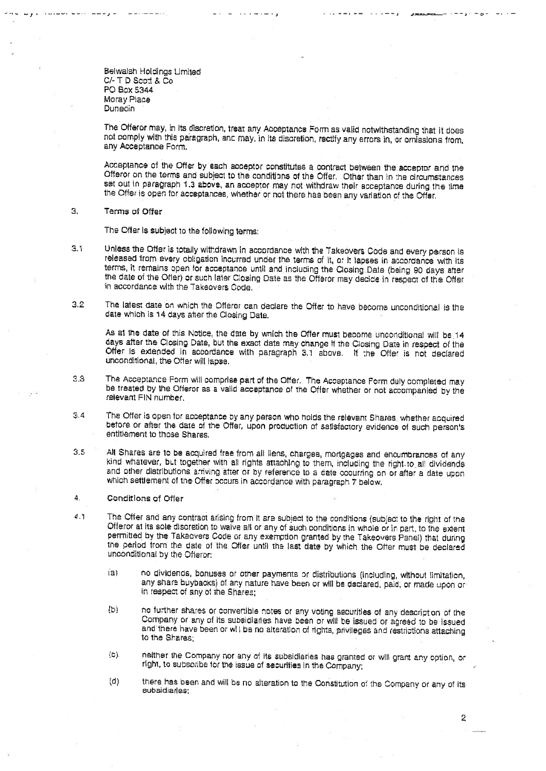Belwalsh Holdings Limited
C/- T D Scott & Co
PO Box 5344
Moray Place
Dunedin

The Offeror may, in its discretion, treat any Acceptance Form as valid notwithstanding that it does not comply with this paragraph, and may, in its discretion, rectify any errors in, or omissions from, any Acceptance Form.

Acceptance of the Offer by each acceptor constitutes a contract between the acceptor and the Offeror on the terms and subject to the conditions of the Offer. Other than in the circumstances set out in paragraph 1.3 above, an acceptor may not withdraw their acceptance during the time the Offer is open for acceptances, whether or not there has been any variation of the Offer.

## 3. Terms of Offer

The Offer is subject to the following terms:

3.1 Unless the Offer is totally withdrawn in accordance with the Takeovers Code and every person is released from every obligation incurred under the terms of it, or it lapses in accordance with its terms, it remains open for acceptance until and including the Closing Date (being 90 days after the date of the Offer) or such later Closing Date as the Offeror may decide in respect of the Offer in accordance with the Takeovers Code.

3.2 The latest date on which the Offeror can declare the Offer to have become unconditional is the date which is 14 days after the Closing Date.

As at the date of this Notice, the date by which the Offer must become unconditional will be 14 days after the Closing Date, but the exact date may change if the Closing Date in respect of the Offer is extended in accordance with paragraph 3.1 above. If the Offer is not declared unconditional, the Offer will lapse.

3.3 The Acceptance Form will comprise part of the Offer. The Acceptance Form duly completed may be treated by the Offeror as a valid acceptance of the Offer whether or not accompanied by the relevant FIN number.

3.4 The Offer is open for acceptance by any person who holds the relevant Shares, whether acquired before or after the date of the Offer, upon production of satisfactory evidence of such person's entitlement to those Shares.

3.5 All Shares are to be acquired free from all liens, charges, mortgages and encumbrances of any kind whatever, but together with all rights attaching to them, including the right to all dividends and other distributions arriving after or by reference to a date occurring on or after a date upon which settlement of the Offer occurs in accordance with paragraph 7 below.

## 4. Conditions of Offer

4.1 The Offer and any contract arising from it are subject to the conditions (subject to the right of the Offeror at its sole discretion to waive all or any of such conditions in whole or in part, to the extent permitted by the Takeovers Code or any exemption granted by the Takeovers Panel) that during the period from the date of the Offer until the last date by which the Offer must be declared unconditional by the Offeror:

(a) no dividends, bonuses or other payments or distributions (including, without limitation, any share buybacks) of any nature have been or will be declared, paid, or made upon or in respect of any of the Shares;

(b) no further shares or convertible notes or any voting securities of any description of the Company or any of its subsidiaries have been or will be issued or agreed to be issued and there have been or will be no alteration of rights, privileges and restrictions attaching to the Shares;

(c) neither the Company nor any of its subsidiaries has granted or will grant any option, or right, to subscribe for the issue of securities in the Company;

(d) there has been and will be no alteration to the Constitution of the Company or any of its subsidiaries;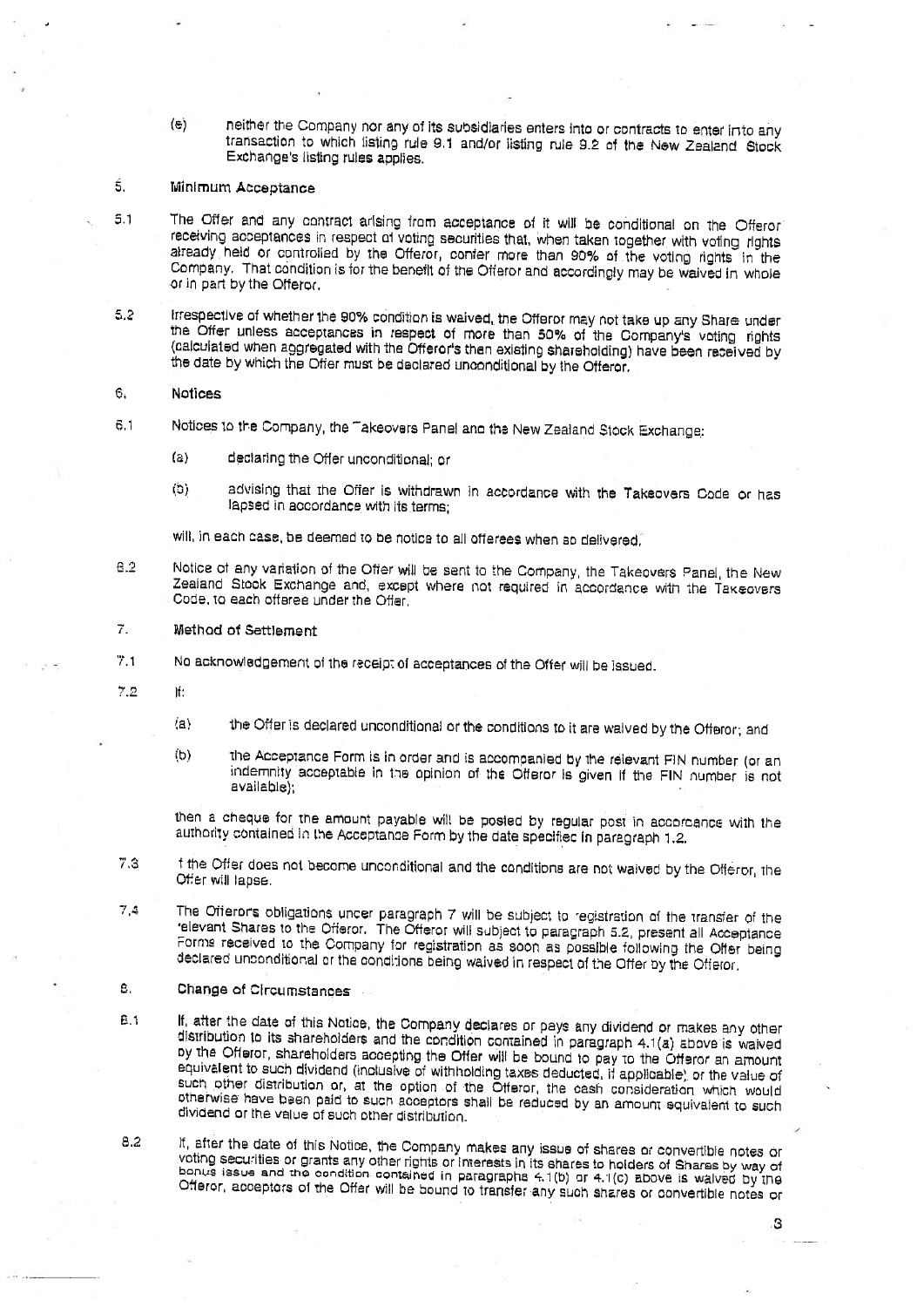(e) neither the Company nor any of its subsidiaries enters into or contracts to enter into any transaction to which listing rule 9.1 and/or listing rule 9.2 of the New Zealand Stock Exchange's listing rules applies.

## 5. Minimum Acceptance

5.1 The Offer and any contract arising from acceptance of it will be conditional on the Offeror receiving acceptances in respect of voting securities that, when taken together with voting rights already held or controlled by the Offeror, confer more than 90% of the voting rights in the Company. That condition is for the benefit of the Offeror and accordingly may be waived in whole or in part by the Offeror.

5.2 Irrespective of whether the 90% condition is waived, the Offeror may not take up any Share under the Offer unless acceptances in respect of more than 50% of the Company's voting rights (calculated when aggregated with the Offeror's then existing shareholding) have been received by the date by which the Offer must be declared unconditional by the Offeror.

## 6. Notices

6.1 Notices to the Company, the Takeovers Panel and the New Zealand Stock Exchange:

(a) declaring the Offer unconditional; or

(b) advising that the Offer is withdrawn in accordance with the Takeovers Code or has lapsed in accordance with its terms;

will, in each case, be deemed to be notice to all offerees when so delivered.

6.2 Notice of any variation of the Offer will be sent to the Company, the Takeovers Panel, the New Zealand Stock Exchange and, except where not required in accordance with the Takeovers Code, to each offeree under the Offer.

## 7. Method of Settlement

7.1 No acknowledgement of the receipt of acceptances of the Offer will be issued.

7.2 If:

(a) the Offer is declared unconditional or the conditions to it are waived by the Offeror; and

(b) the Acceptance Form is in order and is accompanied by the relevant FIN number (or an indemnity acceptable in the opinion of the Offeror is given if the FIN number is not available);

then a cheque for the amount payable will be posted by regular post in accordance with the authority contained in the Acceptance Form by the date specified in paragraph 1.2.

7.3 If the Offer does not become unconditional and the conditions are not waived by the Offeror, the Offer will lapse.

7.4 The Offeror's obligations under paragraph 7 will be subject to registration of the transfer of the relevant Shares to the Offeror. The Offeror will subject to paragraph 5.2, present all Acceptance Forms received to the Company for registration as soon as possible following the Offer being declared unconditional or the conditions being waived in respect of the Offer by the Offeror.

## 8. Change of Circumstances

8.1 If, after the date of this Notice, the Company declares or pays any dividend or makes any other distribution to its shareholders and the condition contained in paragraph 4.1(a) above is waived by the Offeror, shareholders accepting the Offer will be bound to pay to the Offeror an amount equivalent to such dividend (inclusive of withholding taxes deducted, if applicable) or the value of such other distribution or, at the option of the Offeror, the cash consideration which would otherwise have been paid to such acceptors shall be reduced by an amount equivalent to such dividend or the value of such other distribution.

8.2 If, after the date of this Notice, the Company makes any issue of shares or convertible notes or voting securities or grants any other rights or interests in its shares to holders of Shares by way of bonus issue and the condition contained in paragraphs 4.1(b) or 4.1(c) above is waived by the Offeror, acceptors of the Offer will be bound to transfer any such shares or convertible notes or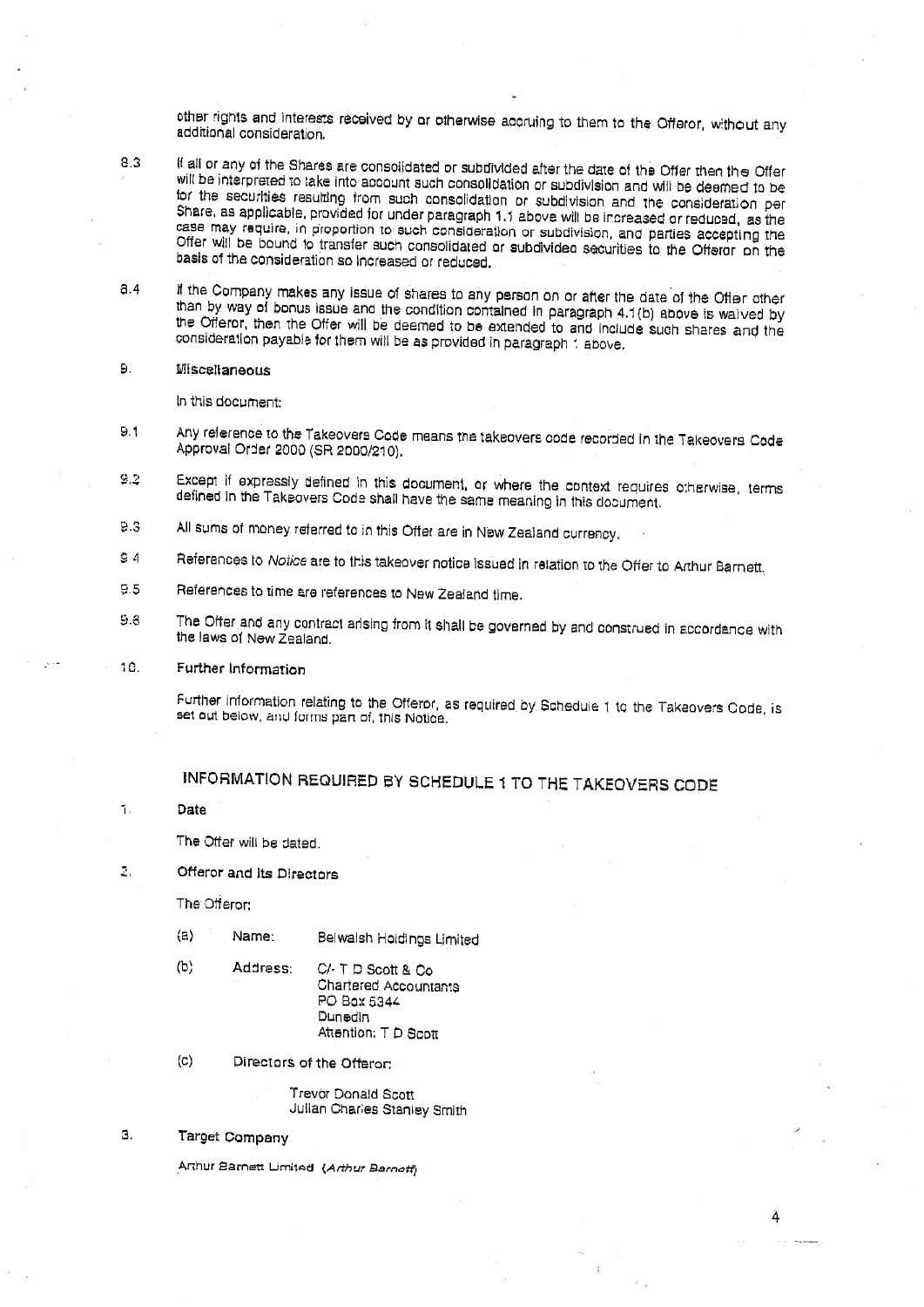other rights and interests received by or otherwise accruing to them to the Offeror, without any additional consideration.

8.3 If all or any of the Shares are consolidated or subdivided after the date of the Offer then the Offer will be interpreted to take into account such consolidation or subdivision and will be deemed to be for the securities resulting from such consolidation or subdivision and the consideration per Share, as applicable, provided for under paragraph 1.1 above will be increased or reduced, as the case may require, in proportion to such consideration or subdivision, and parties accepting the Offer will be bound to transfer such consolidated or subdivided securities to the Offeror on the basis of the consideration so increased or reduced.

8.4 If the Company makes any issue of shares to any person on or after the date of the Offer other than by way of bonus issue and the condition contained in paragraph 4.1(b) above is waived by the Offeror, then the Offer will be deemed to be extended to and include such shares and the consideration payable for them will be as provided in paragraph 1 above.

9. **Miscellaneous**

In this document:

9.1 Any reference to the Takeovers Code means the takeovers code recorded in the Takeovers Code Approval Order 2000 (SR 2000/210).

9.2 Except if expressly defined in this document, or where the context requires otherwise, terms defined in the Takeovers Code shall have the same meaning in this document.

9.3 All sums of money referred to in this Offer are in New Zealand currency.

9.4 References to *Notice* are to this takeover notice issued in relation to the Offer to Arthur Barnett.

9.5 References to time are references to New Zealand time.

9.6 The Offer and any contract arising from it shall be governed by and construed in accordance with the laws of New Zealand.

10. **Further Information**

Further information relating to the Offeror, as required by Schedule 1 to the Takeovers Code, is set out below, and forms part of, this Notice.

## INFORMATION REQUIRED BY SCHEDULE 1 TO THE TAKEOVERS CODE

1. **Date**

The Offer will be dated.

2. **Offeror and its Directors**

The Offeror:

(a) Name: Belwalsh Holdings Limited

(b) Address: C/- T D Scott & Co
Chartered Accountants
PO Box 5344
Dunedin
Attention: T D Scott

(c) Directors of the Offeror:

Trevor Donald Scott
Julian Charles Stanley Smith

3. **Target Company**

Arthur Barnett Limited (*Arthur Barnett*)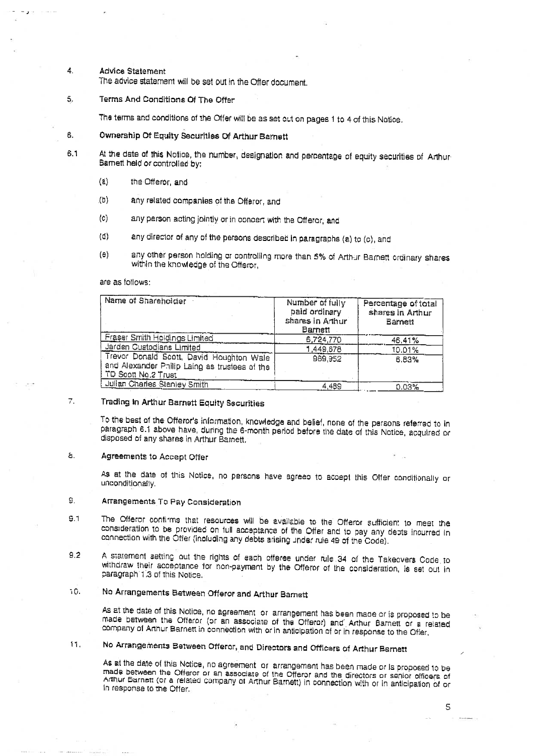4. **Advice Statement**

   The advice statement will be set out in the Offer document.

5. **Terms And Conditions Of The Offer**

   The terms and conditions of the Offer will be as set out on pages 1 to 4 of this Notice.

6. **Ownership Of Equity Securities Of Arthur Barnett**

6.1 At the date of this Notice, the number, designation and percentage of equity securities of Arthur Barnett held or controlled by:

   (a) the Offeror, and

   (b) any related companies of the Offeror, and

   (c) any person acting jointly or in concert with the Offeror, and

   (d) any director of any of the persons described in paragraphs (a) to (c), and

   (e) any other person holding or controlling more than 5% of Arthur Barnett ordinary shares within the knowledge of the Offeror,

   are as follows:

| Name of Shareholder | Number of fully paid ordinary shares in Arthur Barnett | Percentage of total shares in Arthur Barnett |
|---|---|---|
| Fraser Smith Holdings Limited | 6,724,770 | 46.41% |
| Jarden Custodians Limited | 1,449,678 | 10.01% |
| Trevor Donald Scott, David Houghton Wale and Alexander Philip Laing as trustees of the TD Scott No.2 Trust | 989,952 | 6.83% |
| Julian Charles Stanley Smith | 4,489 | 0.03% |

7. **Trading In Arthur Barnett Equity Securities**

   To the best of the Offeror's information, knowledge and belief, none of the persons referred to in paragraph 6.1 above have, during the 6-month period before the date of this Notice, acquired or disposed of any shares in Arthur Barnett.

8. **Agreements to Accept Offer**

   As at the date of this Notice, no persons have agreed to accept this Offer conditionally or unconditionally.

9. **Arrangements To Pay Consideration**

9.1 The Offeror confirms that resources will be available to the Offeror sufficient to meet the consideration to be provided on full acceptance of the Offer and to pay any debts incurred in connection with the Offer (including any debts arising under rule 49 of the Code).

9.2 A statement setting out the rights of each offeree under rule 34 of the Takeovers Code to withdraw their acceptance for non-payment by the Offeror of the consideration, is set out in paragraph 1.3 of this Notice.

10. **No Arrangements Between Offeror and Arthur Barnett**

   As at the date of this Notice, no agreement or arrangement has been made or is proposed to be made between the Offeror (or an associate of the Offeror) and Arthur Barnett or a related company of Arthur Barnett in connection with or in anticipation of or in response to the Offer.

11. **No Arrangements Between Offeror, and Directors and Officers of Arthur Barnett**

   As at the date of this Notice, no agreement or arrangement has been made or is proposed to be made between the Offeror or an associate of the Offeror and the directors or senior officers of Arthur Barnett (or a related company of Arthur Barnett) in connection with or in anticipation of or in response to the Offer.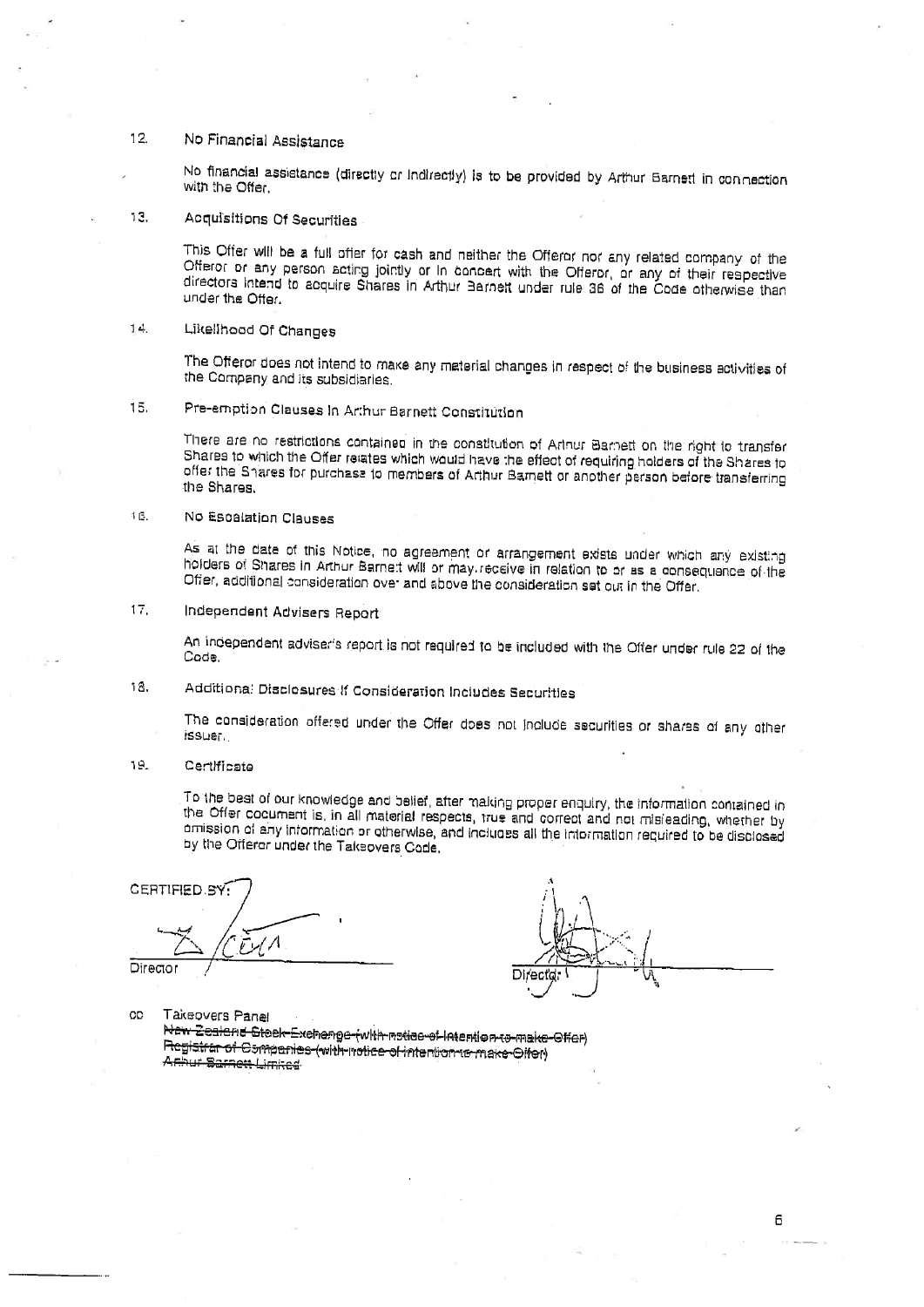## 12. No Financial Assistance

No financial assistance (directly or indirectly) is to be provided by Arthur Barnett in connection with the Offer.

## 13. Acquisitions Of Securities

This Offer will be a full offer for cash and neither the Offeror nor any related company of the Offeror or any person acting jointly or in concert with the Offeror, or any of their respective directors intend to acquire Shares in Arthur Barnett under rule 36 of the Code otherwise than under the Offer.

## 14. Likelihood Of Changes

The Offeror does not intend to make any material changes in respect of the business activities of the Company and its subsidiaries.

## 15. Pre-emption Clauses In Arthur Barnett Constitution

There are no restrictions contained in the constitution of Arthur Barnett on the right to transfer Shares to which the Offer relates which would have the effect of requiring holders of the Shares to offer the Shares for purchase to members of Arthur Barnett or another person before transferring the Shares.

## 16. No Escalation Clauses

As at the date of this Notice, no agreement or arrangement exists under which any existing holders of Shares in Arthur Barnett will or may receive in relation to or as a consequence of the Offer, additional consideration over and above the consideration set out in the Offer.

## 17. Independent Advisers Report

An independent adviser's report is not required to be included with the Offer under rule 22 of the Code.

## 18. Additional Disclosures If Consideration Includes Securities

The consideration offered under the Offer does not include securities or shares of any other issuer.

## 19. Certificate

To the best of our knowledge and belief, after making proper enquiry, the information contained in the Offer document is, in all material respects, true and correct and not misleading, whether by omission of any information or otherwise, and includes all the information required to be disclosed by the Offeror under the Takeovers Code.

CERTIFIED BY:

Director

Director

cc Takeovers Panel
~~New Zealand Stock Exchange (with notice of Intention to make Offer)~~
~~Registrar of Companies (with notice of intention to make Offer)~~
~~Arthur Barnett Limited~~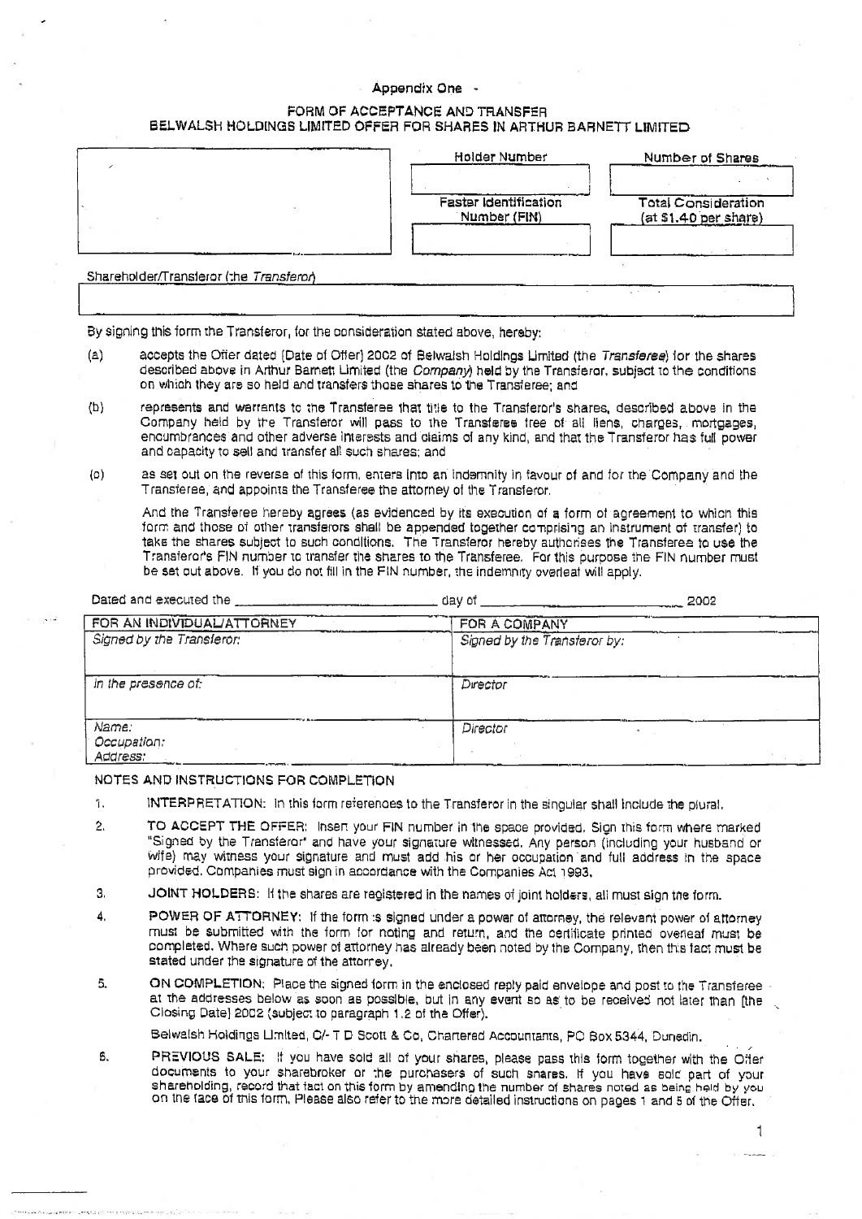Appendix One

# FORM OF ACCEPTANCE AND TRANSFER
## BELWALSH HOLDINGS LIMITED OFFER FOR SHARES IN ARTHUR BARNETT LIMITED

| | Holder Number | Number of Shares |
|---|---|---|
| | | |
| | Faster Identification Number (FIN) | Total Consideration (at $1.40 per share) |
| | | |

Shareholder/Transferor (the *Transferor*)

| |
|---|
| |

By signing this form the Transferor, for the consideration stated above, hereby:

(a) accepts the Offer dated [Date of Offer] 2002 of Belwalsh Holdings Limited (the *Transferee*) for the shares described above in Arthur Barnett Limited (the *Company*) held by the Transferor, subject to the conditions on which they are so held and transfers those shares to the Transferee; and

(b) represents and warrants to the Transferee that title to the Transferor's shares, described above in the Company held by the Transferor will pass to the Transferee free of all liens, charges, mortgages, encumbrances and other adverse interests and claims of any kind, and that the Transferor has full power and capacity to sell and transfer all such shares; and

(c) as set out on the reverse of this form, enters into an indemnity in favour of and for the Company and the Transferee, and appoints the Transferee the attorney of the Transferor.

And the Transferee hereby agrees (as evidenced by its execution of a form of agreement to which this form and those of other transferors shall be appended together comprising an instrument of transfer) to take the shares subject to such conditions. The Transferor hereby authorises the Transferee to use the Transferor's FIN number to transfer the shares to the Transferee. For this purpose the FIN number must be set out above. If you do not fill in the FIN number, the indemnity overleaf will apply.

Dated and executed the ____________________ day of ____________________ 2002

| FOR AN INDIVIDUAL/ATTORNEY | FOR A COMPANY |
|---|---|
| *Signed by the Transferor:* | *Signed by the Transferor by:* |
| *In the presence of:* | *Director* |
| *Name:*<br>*Occupation:*<br>*Address:* | *Director* |

### NOTES AND INSTRUCTIONS FOR COMPLETION

1. **INTERPRETATION:** In this form references to the Transferor in the singular shall include the plural.

2. **TO ACCEPT THE OFFER:** Insert your FIN number in the space provided. Sign this form where marked "Signed by the Transferor" and have your signature witnessed. Any person (including your husband or wife) may witness your signature and must add his or her occupation and full address in the space provided. Companies must sign in accordance with the Companies Act 1993.

3. **JOINT HOLDERS:** If the shares are registered in the names of joint holders, all must sign the form.

4. **POWER OF ATTORNEY:** If the form is signed under a power of attorney, the relevant power of attorney must be submitted with the form for noting and return, and the certificate printed overleaf must be completed. Where such power of attorney has already been noted by the Company, then this fact must be stated under the signature of the attorney.

5. **ON COMPLETION:** Place the signed form in the enclosed reply paid envelope and post to the Transferee at the addresses below as soon as possible, but in any event so as to be received not later than [the Closing Date] 2002 (subject to paragraph 1.2 of the Offer).

   Belwalsh Holdings Limited, C/- T D Scott & Co, Chartered Accountants, PO Box 5344, Dunedin.

6. **PREVIOUS SALE:** If you have sold all of your shares, please pass this form together with the Offer documents to your sharebroker or the purchasers of such shares. If you have sold part of your shareholding, record that fact on this form by amending the number of shares noted as being held by you on the face of this form. Please also refer to the more detailed instructions on pages 1 and 5 of the Offer.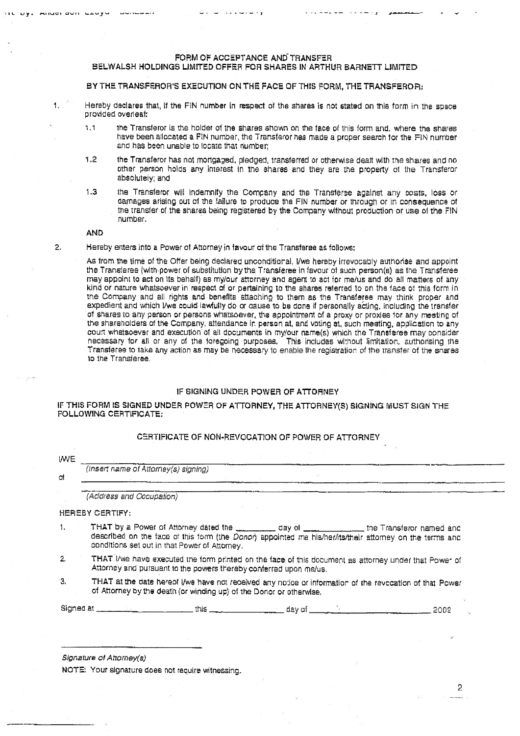# FORM OF ACCEPTANCE AND TRANSFER
## BELWALSH HOLDINGS LIMITED OFFER FOR SHARES IN ARTHUR BARNETT LIMITED

**BY THE TRANSFEROR'S EXECUTION ON THE FACE OF THIS FORM, THE TRANSFEROR:**

1. Hereby declares that, if the FIN number in respect of the shares is not stated on this form in the space provided overleaf:

   1.1 the Transferor is the holder of the shares shown on the face of this form and, where the shares have been allocated a FIN number, the Transferor has made a proper search for the FIN number and has been unable to locate that number;

   1.2 the Transferor has not mortgaged, pledged, transferred or otherwise dealt with the shares and no other person holds any interest in the shares and they are the property of the Transferor absolutely; and

   1.3 the Transferor will indemnify the Company and the Transferee against any costs, loss or damages arising out of the failure to produce the FIN number or through or in consequence of the transfer of the shares being registered by the Company without production or use of the FIN number.

**AND**

2. Hereby enters into a Power of Attorney in favour of the Transferee as follows:

   As from the time of the Offer being declared unconditional, I/we hereby irrevocably authorise and appoint the Transferee (with power of substitution by the Transferee in favour of such person(s) as the Transferee may appoint to act on its behalf) as my/our attorney and agent to act for me/us and do all matters of any kind or nature whatsoever in respect of or pertaining to the shares referred to on the face of this form in the Company and all rights and benefits attaching to them as the Transferee may think proper and expedient and which I/we could lawfully do or cause to be done if personally acting, including the transfer of shares to any person or persons whatsoever, the appointment of a proxy or proxies for any meeting of the shareholders of the Company, attendance in person at, and voting at, such meeting, application to any court whatsoever and execution of all documents in my/our name(s) which the Transferee may consider necessary for all or any of the foregoing purposes. This includes without limitation, authorising the Transferee to take any action as may be necessary to enable the registration of the transfer of the shares to the Transferee.

### IF SIGNING UNDER POWER OF ATTORNEY

**IF THIS FORM IS SIGNED UNDER POWER OF ATTORNEY, THE ATTORNEY(S) SIGNING MUST SIGN THE FOLLOWING CERTIFICATE:**

### CERTIFICATE OF NON-REVOCATION OF POWER OF ATTORNEY

I/WE ______________________________________________
*(Insert name of Attorney(s) signing)*

of ______________________________________________
*(Address and Occupation)*

HEREBY CERTIFY:

1. THAT by a Power of Attorney dated the ________ day of ____________ the Transferor named and described on the face of this form (the *Donor*) appointed me his/her/its/their attorney on the terms and conditions set out in that Power of Attorney.

2. THAT I/we have executed the form printed on the face of this document as attorney under that Power of Attorney and pursuant to the powers thereby conferred upon me/us.

3. THAT at the date hereof I/we have not received any notice or information of the revocation of that Power of Attorney by the death (or winding up) of the Donor or otherwise.

Signed at ____________________ this ______________ day of ______________________ 2002

______________________________
*Signature of Attorney(s)*

NOTE: Your signature does not require witnessing.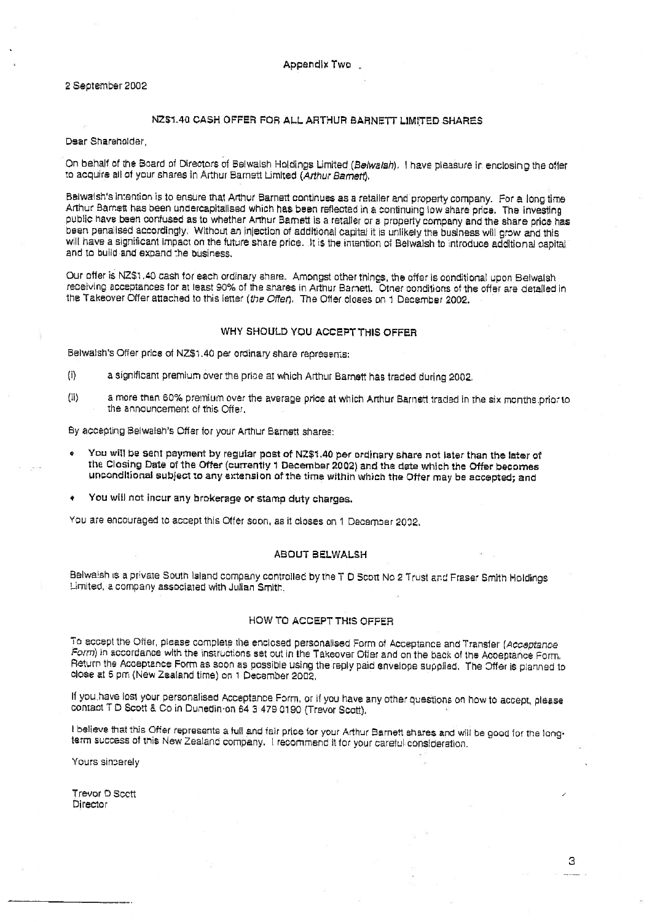Appendix Two

2 September 2002

## NZ$1.40 CASH OFFER FOR ALL ARTHUR BARNETT LIMITED SHARES

Dear Shareholder,

On behalf of the Board of Directors of Belwalsh Holdings Limited (*Belwalsh*), I have pleasure in enclosing the offer to acquire all of your shares in Arthur Barnett Limited (*Arthur Barnett*).

Belwalsh's intention is to ensure that Arthur Barnett continues as a retailer and property company. For a long time Arthur Barnett has been undercapitalised which has been reflected in a continuing low share price. The investing public have been confused as to whether Arthur Barnett is a retailer or a property company and the share price has been penalised accordingly. Without an injection of additional capital it is unlikely the business will grow and this will have a significant impact on the future share price. It is the intention of Belwalsh to introduce additional capital and to build and expand the business.

Our offer is NZ$1.40 cash for each ordinary share. Amongst other things, the offer is conditional upon Belwalsh receiving acceptances for at least 90% of the shares in Arthur Barnett. Other conditions of the offer are detailed in the Takeover Offer attached to this letter (*the Offer*). The Offer closes on 1 December 2002.

## WHY SHOULD YOU ACCEPT THIS OFFER

Belwalsh's Offer price of NZ$1.40 per ordinary share represents:

(i) a significant premium over the price at which Arthur Barnett has traded during 2002.

(ii) a more than 60% premium over the average price at which Arthur Barnett traded in the six months prior to the announcement of this Offer.

By accepting Belwalsh's Offer for your Arthur Barnett shares:

- **You will be sent payment by regular post of NZ$1.40 per ordinary share not later than the later of the Closing Date of the Offer (currently 1 December 2002) and the date which the Offer becomes unconditional subject to any extension of the time within which the Offer may be accepted; and**
- **You will not incur any brokerage or stamp duty charges.**

You are encouraged to accept this Offer soon, as it closes on 1 December 2002.

## ABOUT BELWALSH

Belwalsh is a private South Island company controlled by the T D Scott No 2 Trust and Fraser Smith Holdings Limited, a company associated with Julian Smith.

## HOW TO ACCEPT THIS OFFER

To accept the Offer, please complete the enclosed personalised Form of Acceptance and Transfer (*Acceptance Form*) in accordance with the instructions set out in the Takeover Offer and on the back of the Acceptance Form. Return the Acceptance Form as soon as possible using the reply paid envelope supplied. The Offer is planned to close at 5 pm (New Zealand time) on 1 December 2002.

If you have lost your personalised Acceptance Form, or if you have any other questions on how to accept, please contact T D Scott & Co in Dunedin on 64 3 479 0190 (Trevor Scott).

I believe that this Offer represents a full and fair price for your Arthur Barnett shares and will be good for the long-term success of this New Zealand company. I recommend it for your careful consideration.

Yours sincerely

Trevor D Scott
Director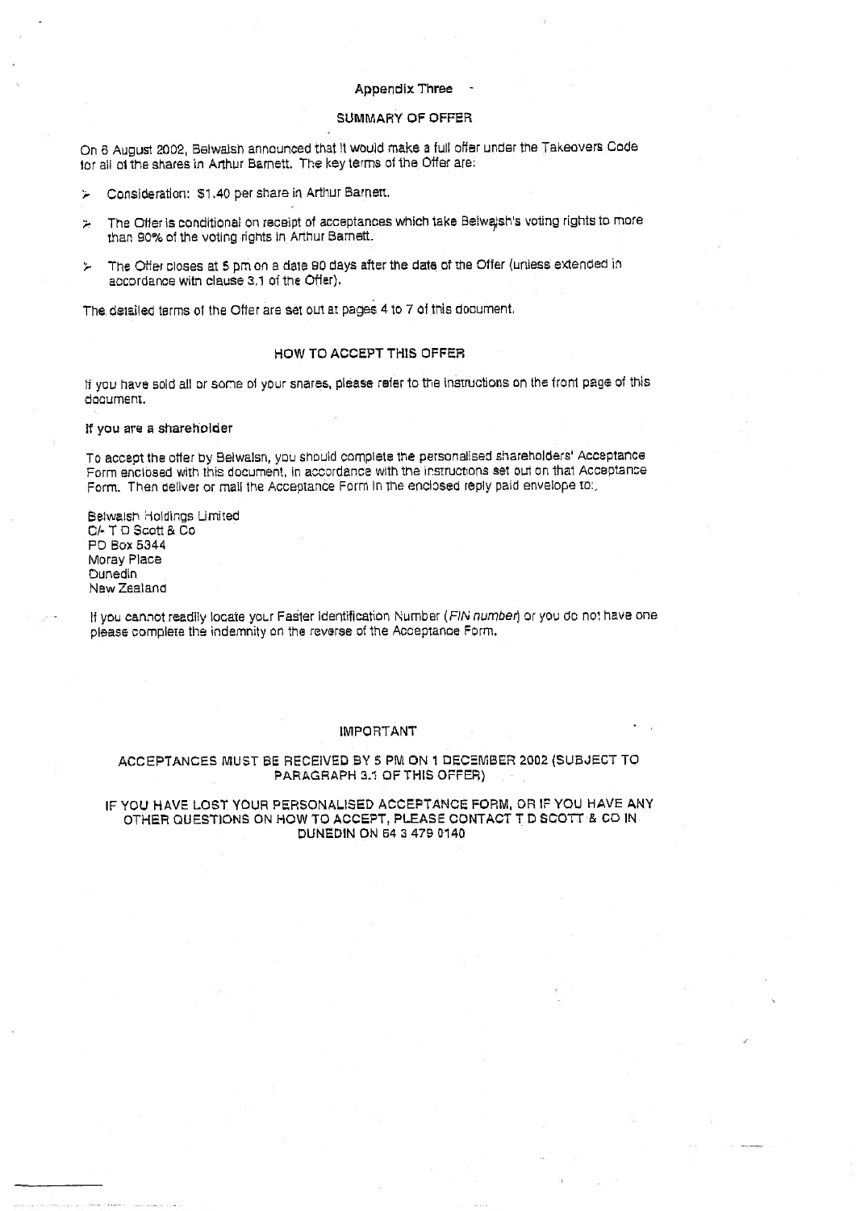## Appendix Three

### SUMMARY OF OFFER

On 6 August 2002, Belwalsh announced that it would make a full offer under the Takeovers Code for all of the shares in Arthur Barnett. The key terms of the Offer are:

- Consideration: $1.40 per share in Arthur Barnett.
- The Offer is conditional on receipt of acceptances which take Belwalsh's voting rights to more than 90% of the voting rights in Arthur Barnett.
- The Offer closes at 5 pm on a date 90 days after the date of the Offer (unless extended in accordance with clause 3.1 of the Offer).

The detailed terms of the Offer are set out at pages 4 to 7 of this document.

### HOW TO ACCEPT THIS OFFER

If you have sold all or some of your shares, please refer to the instructions on the front page of this document.

**If you are a shareholder**

To accept the offer by Belwalsh, you should complete the personalised shareholders' Acceptance Form enclosed with this document, in accordance with the instructions set out on that Acceptance Form. Then deliver or mail the Acceptance Form in the enclosed reply paid envelope to:

Belwalsh Holdings Limited
C/- T D Scott & Co
PO Box 5344
Moray Place
Dunedin
New Zealand

If you cannot readily locate your Faster Identification Number (*FIN number*) or you do not have one please complete the indemnity on the reverse of the Acceptance Form.

### IMPORTANT

**ACCEPTANCES MUST BE RECEIVED BY 5 PM ON 1 DECEMBER 2002 (SUBJECT TO PARAGRAPH 3.1 OF THIS OFFER)**

**IF YOU HAVE LOST YOUR PERSONALISED ACCEPTANCE FORM, OR IF YOU HAVE ANY OTHER QUESTIONS ON HOW TO ACCEPT, PLEASE CONTACT T D SCOTT & CO IN DUNEDIN ON 64 3 479 0140**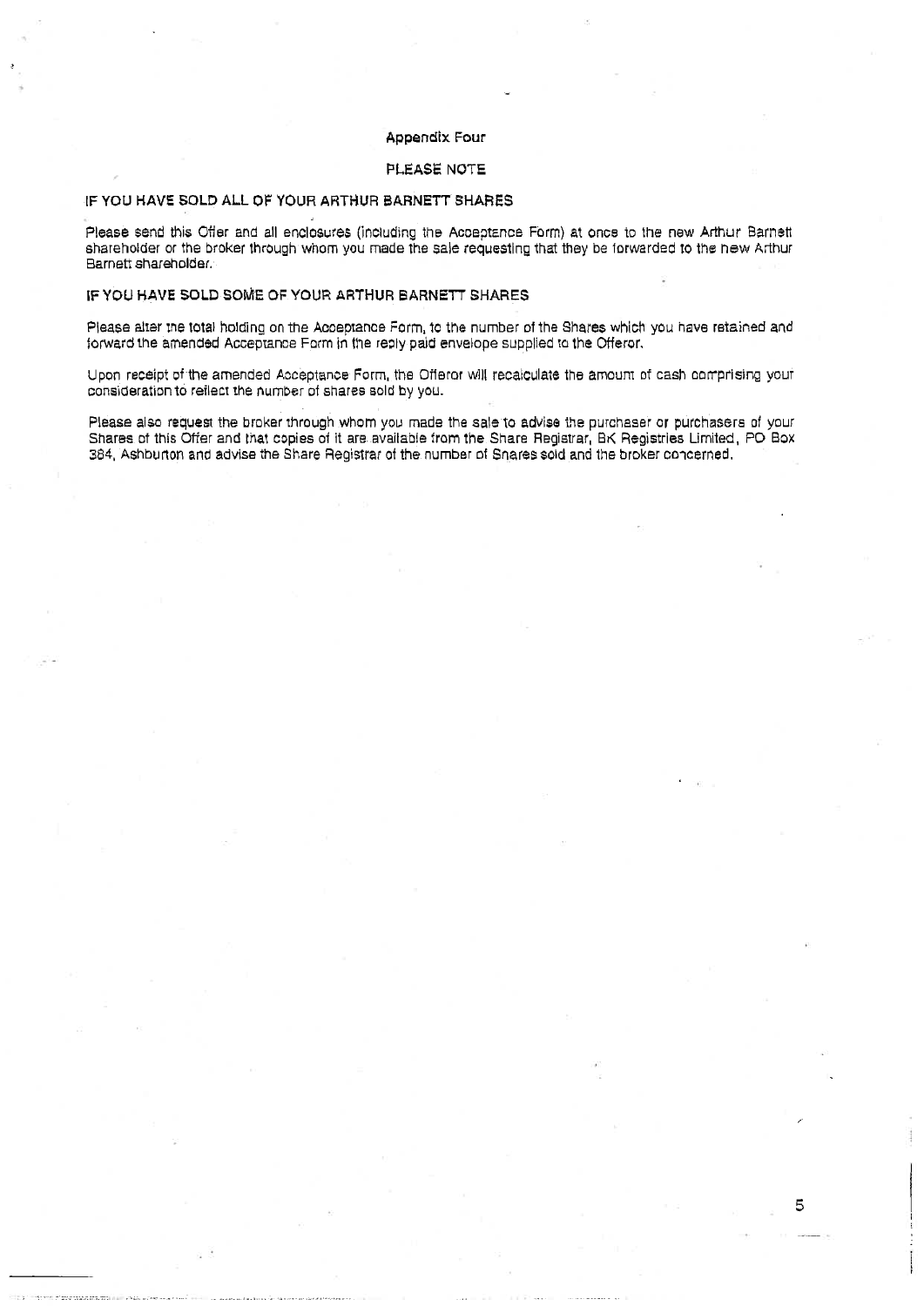Appendix Four

PLEASE NOTE

## IF YOU HAVE SOLD ALL OF YOUR ARTHUR BARNETT SHARES

Please send this Offer and all enclosures (including the Acceptance Form) at once to the new Arthur Barnett shareholder or the broker through whom you made the sale requesting that they be forwarded to the new Arthur Barnett shareholder.

## IF YOU HAVE SOLD SOME OF YOUR ARTHUR BARNETT SHARES

Please alter the total holding on the Acceptance Form, to the number of the Shares which you have retained and forward the amended Acceptance Form in the reply paid envelope supplied to the Offeror.

Upon receipt of the amended Acceptance Form, the Offeror will recalculate the amount of cash comprising your consideration to reflect the number of shares sold by you.

Please also request the broker through whom you made the sale to advise the purchaser or purchasers of your Shares of this Offer and that copies of it are available from the Share Registrar, BK Registries Limited, PO Box 384, Ashburton and advise the Share Registrar of the number of Shares sold and the broker concerned.